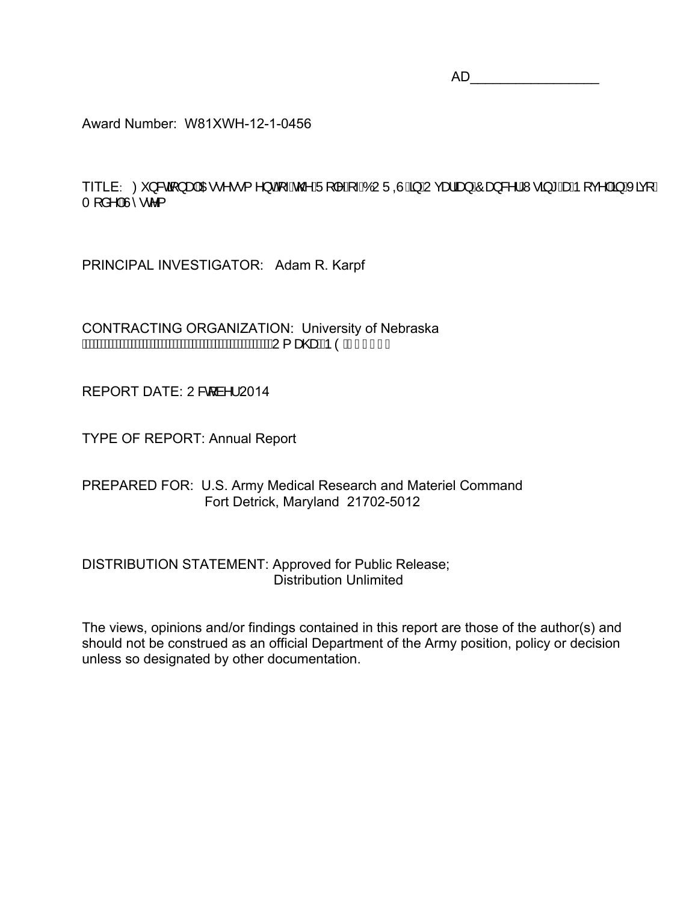AD_________________

Award Number: W81XWH-12-1-0456

TITLE: Functional Assessment of the Role of BORIS in Ovarian Cancer Using a Novel in Vivo Model System

PRINCIPAL INVESTIGATOR: Adam R. Karpf

CONTRACTING ORGANIZATION: University of Nebraska
Omaha, NE

REPORT DATE: October 2014

TYPE OF REPORT: Annual Report

PREPARED FOR: U.S. Army Medical Research and Materiel Command
Fort Detrick, Maryland 21702-5012

DISTRIBUTION STATEMENT: Approved for Public Release;
Distribution Unlimited

The views, opinions and/or findings contained in this report are those of the author(s) and should not be construed as an official Department of the Army position, policy or decision unless so designated by other documentation.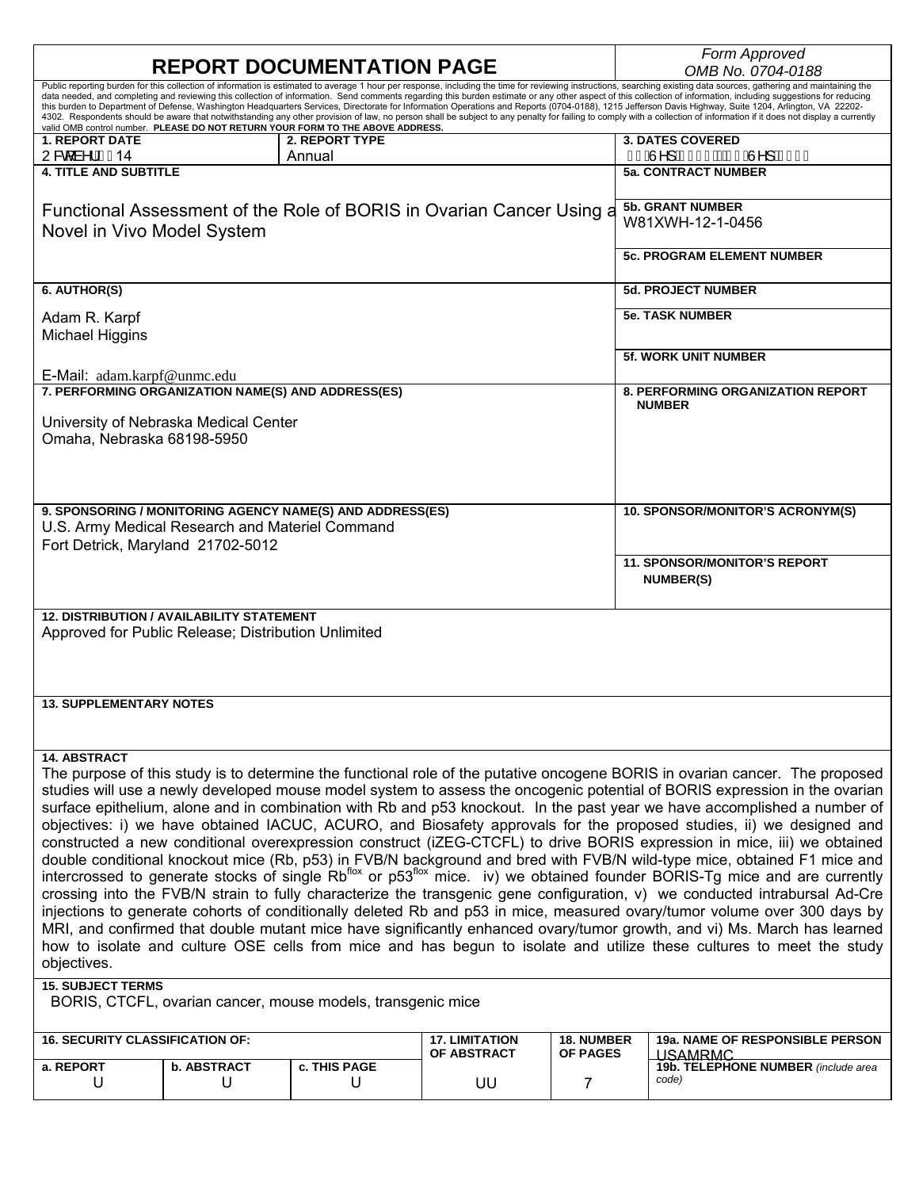# REPORT DOCUMENTATION PAGE

*Form Approved*
*OMB No. 0704-0188*

Public reporting burden for this collection of information is estimated to average 1 hour per response, including the time for reviewing instructions, searching existing data sources, gathering and maintaining the data needed, and completing and reviewing this collection of information. Send comments regarding this burden estimate or any other aspect of this collection of information, including suggestions for reducing this burden to Department of Defense, Washington Headquarters Services, Directorate for Information Operations and Reports (0704-0188), 1215 Jefferson Davis Highway, Suite 1204, Arlington, VA 22202-4302. Respondents should be aware that notwithstanding any other provision of law, no person shall be subject to any penalty for failing to comply with a collection of information if it does not display a currently valid OMB control number. **PLEASE DO NOT RETURN YOUR FORM TO THE ABOVE ADDRESS.**

| **1. REPORT DATE** | **2. REPORT TYPE** | **3. DATES COVERED** |
|---|---|---|
| October 2014 | Annual | 30 Sept 2013 - 29 Sept 2014 |

**4. TITLE AND SUBTITLE**

Functional Assessment of the Role of BORIS in Ovarian Cancer Using a Novel in Vivo Model System

**5a. CONTRACT NUMBER**

**5b. GRANT NUMBER**
W81XWH-12-1-0456

**5c. PROGRAM ELEMENT NUMBER**

**6. AUTHOR(S)**

Adam R. Karpf
Michael Higgins

E-Mail: adam.karpf@unmc.edu

**5d. PROJECT NUMBER**

**5e. TASK NUMBER**

**5f. WORK UNIT NUMBER**

**7. PERFORMING ORGANIZATION NAME(S) AND ADDRESS(ES)**

University of Nebraska Medical Center
Omaha, Nebraska 68198-5950

**8. PERFORMING ORGANIZATION REPORT NUMBER**

**9. SPONSORING / MONITORING AGENCY NAME(S) AND ADDRESS(ES)**
U.S. Army Medical Research and Materiel Command
Fort Detrick, Maryland 21702-5012

**10. SPONSOR/MONITOR'S ACRONYM(S)**

**11. SPONSOR/MONITOR'S REPORT NUMBER(S)**

**12. DISTRIBUTION / AVAILABILITY STATEMENT**
Approved for Public Release; Distribution Unlimited

**13. SUPPLEMENTARY NOTES**

**14. ABSTRACT**
The purpose of this study is to determine the functional role of the putative oncogene BORIS in ovarian cancer. The proposed studies will use a newly developed mouse model system to assess the oncogenic potential of BORIS expression in the ovarian surface epithelium, alone and in combination with Rb and p53 knockout. In the past year we have accomplished a number of objectives: i) we have obtained IACUC, ACURO, and Biosafety approvals for the proposed studies, ii) we designed and constructed a new conditional overexpression construct (iZEG-CTCFL) to drive BORIS expression in mice, iii) we obtained double conditional knockout mice (Rb, p53) in FVB/N background and bred with FVB/N wild-type mice, obtained F1 mice and intercrossed to generate stocks of single Rb[flox] or p53[flox] mice. iv) we obtained founder BORIS-Tg mice and are currently crossing into the FVB/N strain to fully characterize the transgenic gene configuration, v) we conducted intrabursal Ad-Cre injections to generate cohorts of conditionally deleted Rb and p53 in mice, measured ovary/tumor volume over 300 days by MRI, and confirmed that double mutant mice have significantly enhanced ovary/tumor growth, and vi) Ms. March has learned how to isolate and culture OSE cells from mice and has begun to isolate and utilize these cultures to meet the study objectives.

**15. SUBJECT TERMS**
BORIS, CTCFL, ovarian cancer, mouse models, transgenic mice

| **16. SECURITY CLASSIFICATION OF:** | | | **17. LIMITATION OF ABSTRACT** | **18. NUMBER OF PAGES** | **19a. NAME OF RESPONSIBLE PERSON** USAMRMC |
|---|---|---|---|---|---|
| **a. REPORT** | **b. ABSTRACT** | **c. THIS PAGE** | | | **19b. TELEPHONE NUMBER** *(include area code)* |
| U | U | U | UU | 7 | |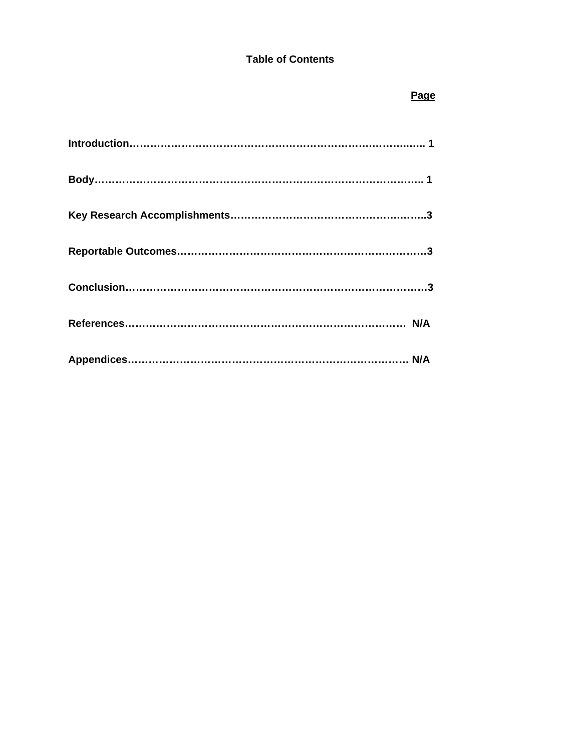# Table of Contents

| | **Page** |
|---|---|
| **Introduction** | **1** |
| **Body** | **1** |
| **Key Research Accomplishments** | **3** |
| **Reportable Outcomes** | **3** |
| **Conclusion** | **3** |
| **References** | **N/A** |
| **Appendices** | **N/A** |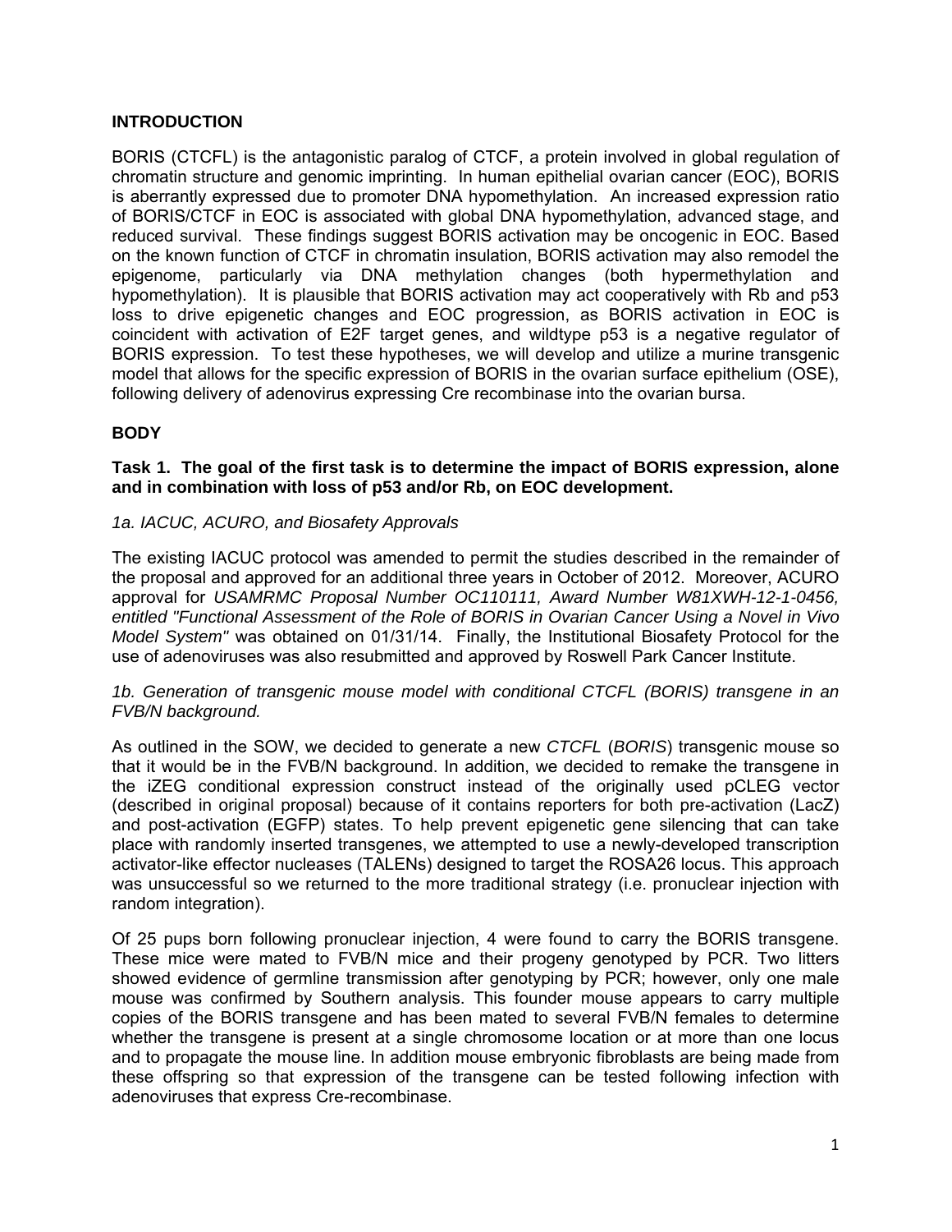## INTRODUCTION

BORIS (CTCFL) is the antagonistic paralog of CTCF, a protein involved in global regulation of chromatin structure and genomic imprinting. In human epithelial ovarian cancer (EOC), BORIS is aberrantly expressed due to promoter DNA hypomethylation. An increased expression ratio of BORIS/CTCF in EOC is associated with global DNA hypomethylation, advanced stage, and reduced survival. These findings suggest BORIS activation may be oncogenic in EOC. Based on the known function of CTCF in chromatin insulation, BORIS activation may also remodel the epigenome, particularly via DNA methylation changes (both hypermethylation and hypomethylation). It is plausible that BORIS activation may act cooperatively with Rb and p53 loss to drive epigenetic changes and EOC progression, as BORIS activation in EOC is coincident with activation of E2F target genes, and wildtype p53 is a negative regulator of BORIS expression. To test these hypotheses, we will develop and utilize a murine transgenic model that allows for the specific expression of BORIS in the ovarian surface epithelium (OSE), following delivery of adenovirus expressing Cre recombinase into the ovarian bursa.

## BODY

### Task 1. The goal of the first task is to determine the impact of BORIS expression, alone and in combination with loss of p53 and/or Rb, on EOC development.

*1a. IACUC, ACURO, and Biosafety Approvals*

The existing IACUC protocol was amended to permit the studies described in the remainder of the proposal and approved for an additional three years in October of 2012. Moreover, ACURO approval for *USAMRMC Proposal Number OC110111, Award Number W81XWH-12-1-0456, entitled "Functional Assessment of the Role of BORIS in Ovarian Cancer Using a Novel in Vivo Model System"* was obtained on 01/31/14. Finally, the Institutional Biosafety Protocol for the use of adenoviruses was also resubmitted and approved by Roswell Park Cancer Institute.

*1b. Generation of transgenic mouse model with conditional CTCFL (BORIS) transgene in an FVB/N background.*

As outlined in the SOW, we decided to generate a new *CTCFL* (*BORIS*) transgenic mouse so that it would be in the FVB/N background. In addition, we decided to remake the transgene in the iZEG conditional expression construct instead of the originally used pCLEG vector (described in original proposal) because of it contains reporters for both pre-activation (LacZ) and post-activation (EGFP) states. To help prevent epigenetic gene silencing that can take place with randomly inserted transgenes, we attempted to use a newly-developed transcription activator-like effector nucleases (TALENs) designed to target the ROSA26 locus. This approach was unsuccessful so we returned to the more traditional strategy (i.e. pronuclear injection with random integration).

Of 25 pups born following pronuclear injection, 4 were found to carry the BORIS transgene. These mice were mated to FVB/N mice and their progeny genotyped by PCR. Two litters showed evidence of germline transmission after genotyping by PCR; however, only one male mouse was confirmed by Southern analysis. This founder mouse appears to carry multiple copies of the BORIS transgene and has been mated to several FVB/N females to determine whether the transgene is present at a single chromosome location or at more than one locus and to propagate the mouse line. In addition mouse embryonic fibroblasts are being made from these offspring so that expression of the transgene can be tested following infection with adenoviruses that express Cre-recombinase.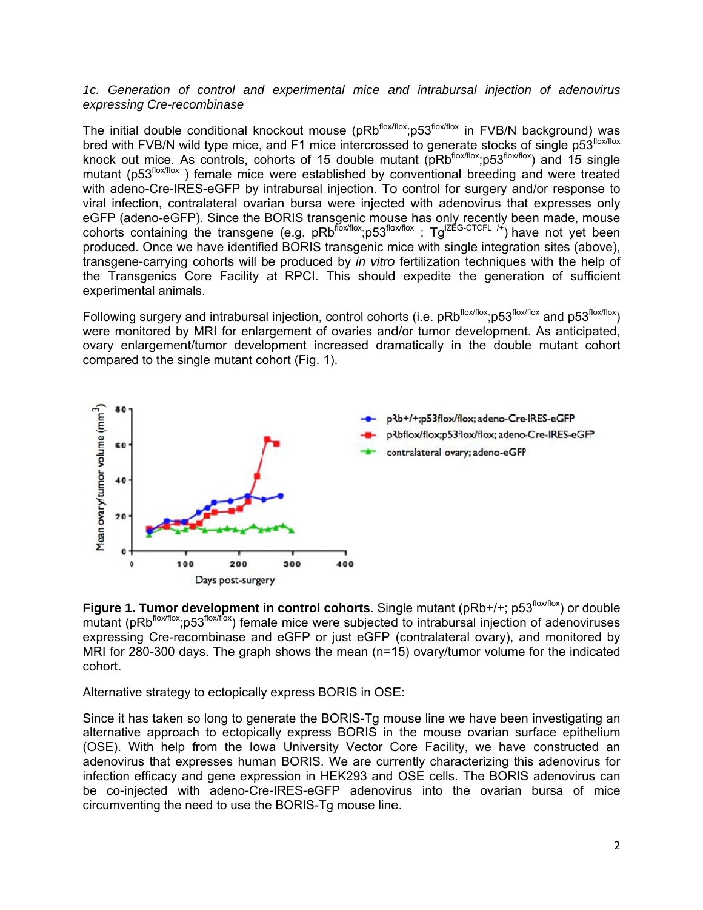*1c. Generation of control and experimental mice and intrabursal injection of adenovirus expressing Cre-recombinase*

The initial double conditional knockout mouse (pRb$^{flox/flox}$;p53$^{flox/flox}$ in FVB/N background) was bred with FVB/N wild type mice, and F1 mice intercrossed to generate stocks of single p53$^{flox/flox}$ knock out mice. As controls, cohorts of 15 double mutant (pRb$^{flox/flox}$;p53$^{flox/flox}$) and 15 single mutant (p53$^{flox/flox}$) female mice were established by conventional breeding and were treated with adeno-Cre-IRES-eGFP by intrabursal injection. To control for surgery and/or response to viral infection, contralateral ovarian bursa were injected with adenovirus that expresses only eGFP (adeno-eGFP). Since the BORIS transgenic mouse has only recently been made, mouse cohorts containing the transgene (e.g. pRb$^{flox/flox}$;p53$^{flox/flox}$ ; Tg$^{iZEG\text{-}CTCFL\ /+}$) have not yet been produced. Once we have identified BORIS transgenic mice with single integration sites (above), transgene-carrying cohorts will be produced by *in vitro* fertilization techniques with the help of the Transgenics Core Facility at RPCI. This should expedite the generation of sufficient experimental animals.

Following surgery and intrabursal injection, control cohorts (i.e. pRb$^{flox/flox}$;p53$^{flox/flox}$ and p53$^{flox/flox}$) were monitored by MRI for enlargement of ovaries and/or tumor development. As anticipated, ovary enlargement/tumor development increased dramatically in the double mutant cohort compared to the single mutant cohort (Fig. 1).

**Figure 1. Tumor development in control cohorts**. Single mutant (pRb+/+; p53$^{flox/flox}$) or double mutant (pRb$^{flox/flox}$;p53$^{flox/flox}$) female mice were subjected to intrabursal injection of adenoviruses expressing Cre-recombinase and eGFP or just eGFP (contralateral ovary), and monitored by MRI for 280-300 days. The graph shows the mean (n=15) ovary/tumor volume for the indicated cohort.

Alternative strategy to ectopically express BORIS in OSE:

Since it has taken so long to generate the BORIS-Tg mouse line we have been investigating an alternative approach to ectopically express BORIS in the mouse ovarian surface epithelium (OSE). With help from the Iowa University Vector Core Facility, we have constructed an adenovirus that expresses human BORIS. We are currently characterizing this adenovirus for infection efficacy and gene expression in HEK293 and OSE cells. The BORIS adenovirus can be co-injected with adeno-Cre-IRES-eGFP adenovirus into the ovarian bursa of mice circumventing the need to use the BORIS-Tg mouse line.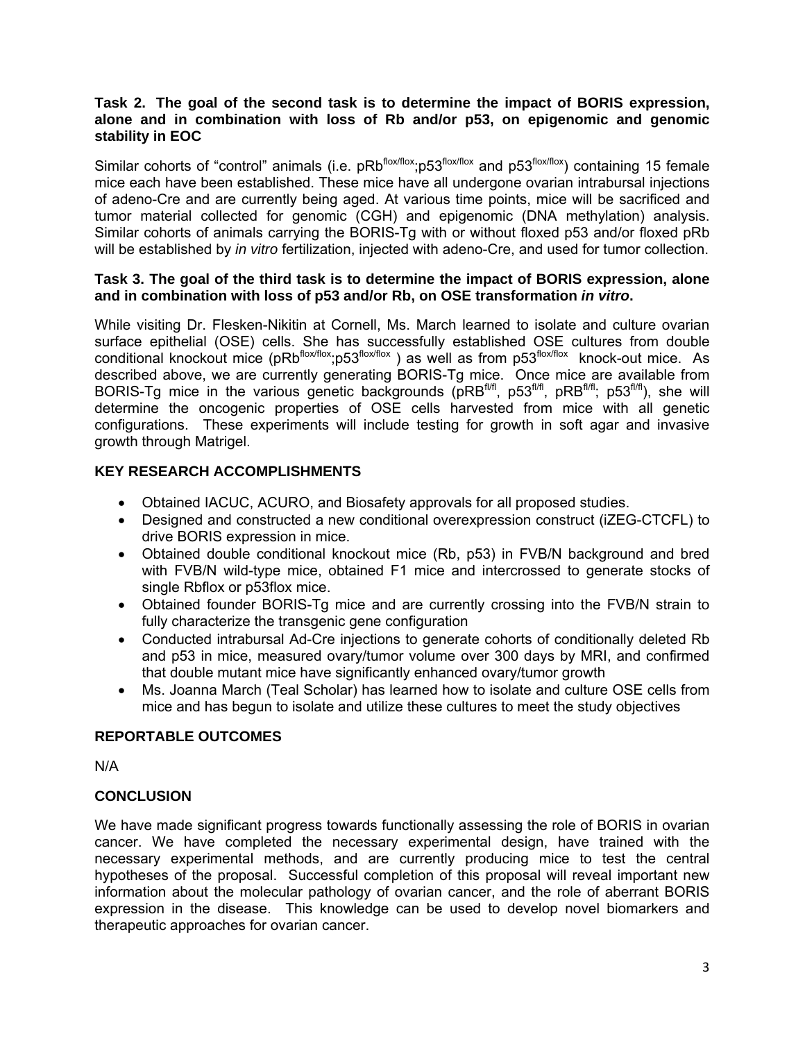**Task 2. The goal of the second task is to determine the impact of BORIS expression, alone and in combination with loss of Rb and/or p53, on epigenomic and genomic stability in EOC**

Similar cohorts of "control" animals (i.e. $pRb^{flox/flox}$;$p53^{flox/flox}$ and $p53^{flox/flox}$) containing 15 female mice each have been established. These mice have all undergone ovarian intrabursal injections of adeno-Cre and are currently being aged. At various time points, mice will be sacrificed and tumor material collected for genomic (CGH) and epigenomic (DNA methylation) analysis. Similar cohorts of animals carrying the BORIS-Tg with or without floxed p53 and/or floxed pRb will be established by *in vitro* fertilization, injected with adeno-Cre, and used for tumor collection.

**Task 3. The goal of the third task is to determine the impact of BORIS expression, alone and in combination with loss of p53 and/or Rb, on OSE transformation *in vitro*.**

While visiting Dr. Flesken-Nikitin at Cornell, Ms. March learned to isolate and culture ovarian surface epithelial (OSE) cells. She has successfully established OSE cultures from double conditional knockout mice ($pRb^{flox/flox}$;$p53^{flox/flox}$ ) as well as from $p53^{flox/flox}$ knock-out mice. As described above, we are currently generating BORIS-Tg mice. Once mice are available from BORIS-Tg mice in the various genetic backgrounds ($pRB^{fl/fl}$, $p53^{fl/fl}$, $pRB^{fl/fl}$; $p53^{fl/fl}$), she will determine the oncogenic properties of OSE cells harvested from mice with all genetic configurations. These experiments will include testing for growth in soft agar and invasive growth through Matrigel.

## KEY RESEARCH ACCOMPLISHMENTS

- Obtained IACUC, ACURO, and Biosafety approvals for all proposed studies.
- Designed and constructed a new conditional overexpression construct (iZEG-CTCFL) to drive BORIS expression in mice.
- Obtained double conditional knockout mice (Rb, p53) in FVB/N background and bred with FVB/N wild-type mice, obtained F1 mice and intercrossed to generate stocks of single Rbflox or p53flox mice.
- Obtained founder BORIS-Tg mice and are currently crossing into the FVB/N strain to fully characterize the transgenic gene configuration
- Conducted intrabursal Ad-Cre injections to generate cohorts of conditionally deleted Rb and p53 in mice, measured ovary/tumor volume over 300 days by MRI, and confirmed that double mutant mice have significantly enhanced ovary/tumor growth
- Ms. Joanna March (Teal Scholar) has learned how to isolate and culture OSE cells from mice and has begun to isolate and utilize these cultures to meet the study objectives

## REPORTABLE OUTCOMES

N/A

## CONCLUSION

We have made significant progress towards functionally assessing the role of BORIS in ovarian cancer. We have completed the necessary experimental design, have trained with the necessary experimental methods, and are currently producing mice to test the central hypotheses of the proposal. Successful completion of this proposal will reveal important new information about the molecular pathology of ovarian cancer, and the role of aberrant BORIS expression in the disease. This knowledge can be used to develop novel biomarkers and therapeutic approaches for ovarian cancer.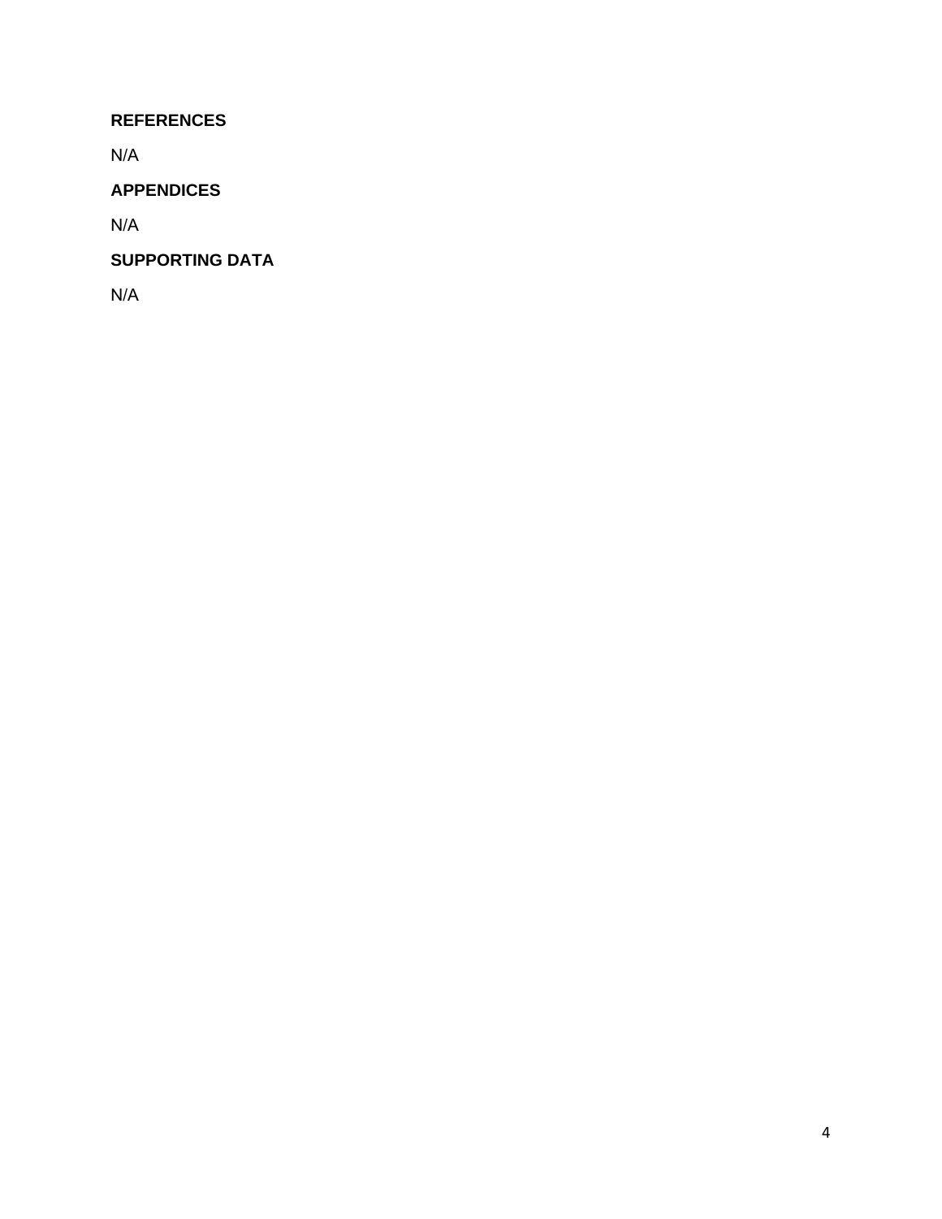## REFERENCES

N/A

## APPENDICES

N/A

## SUPPORTING DATA

N/A